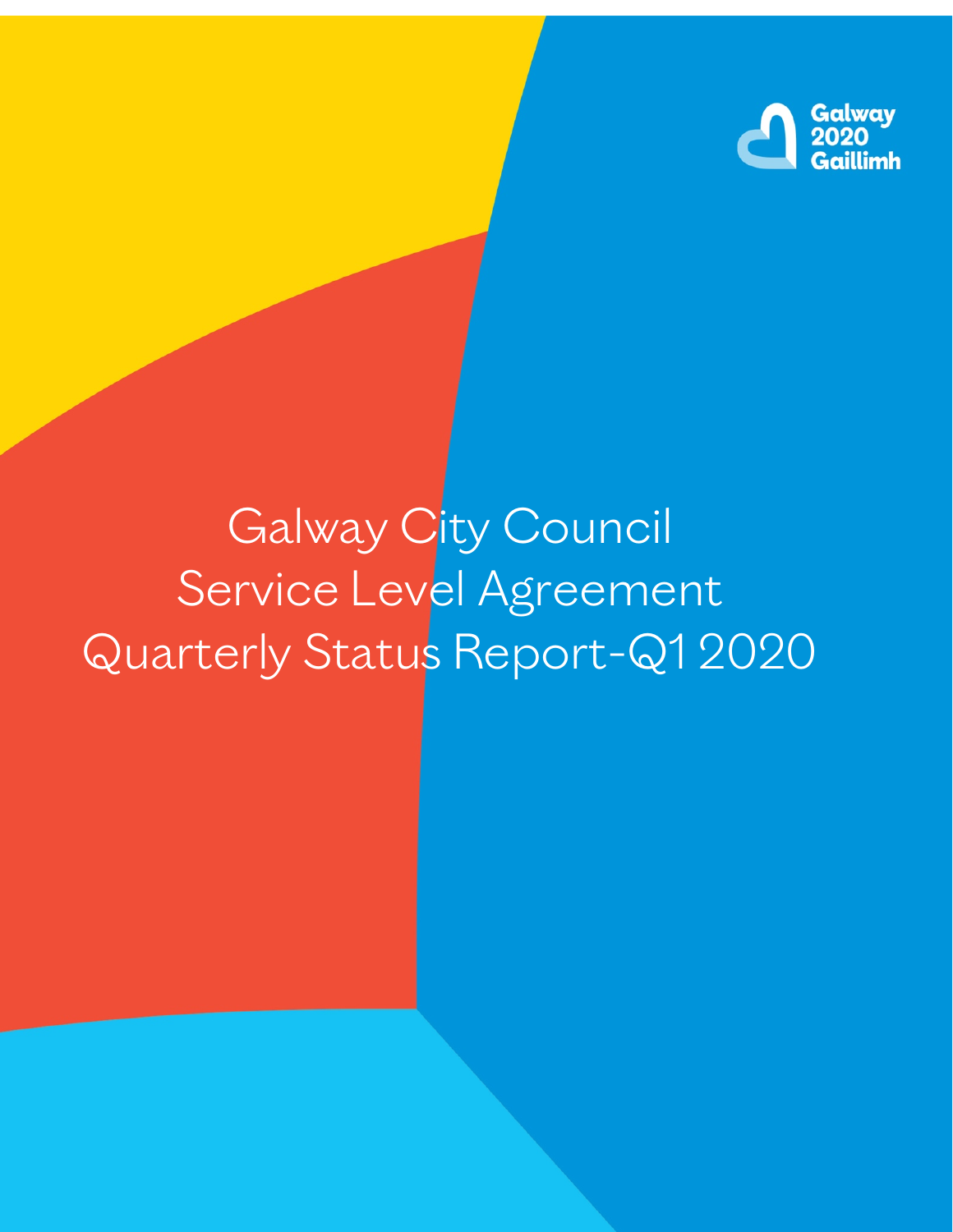Galway 2020 Gaillimh

# Galway City Council Service Level Agreement Quarterly Status Report-Q1 2020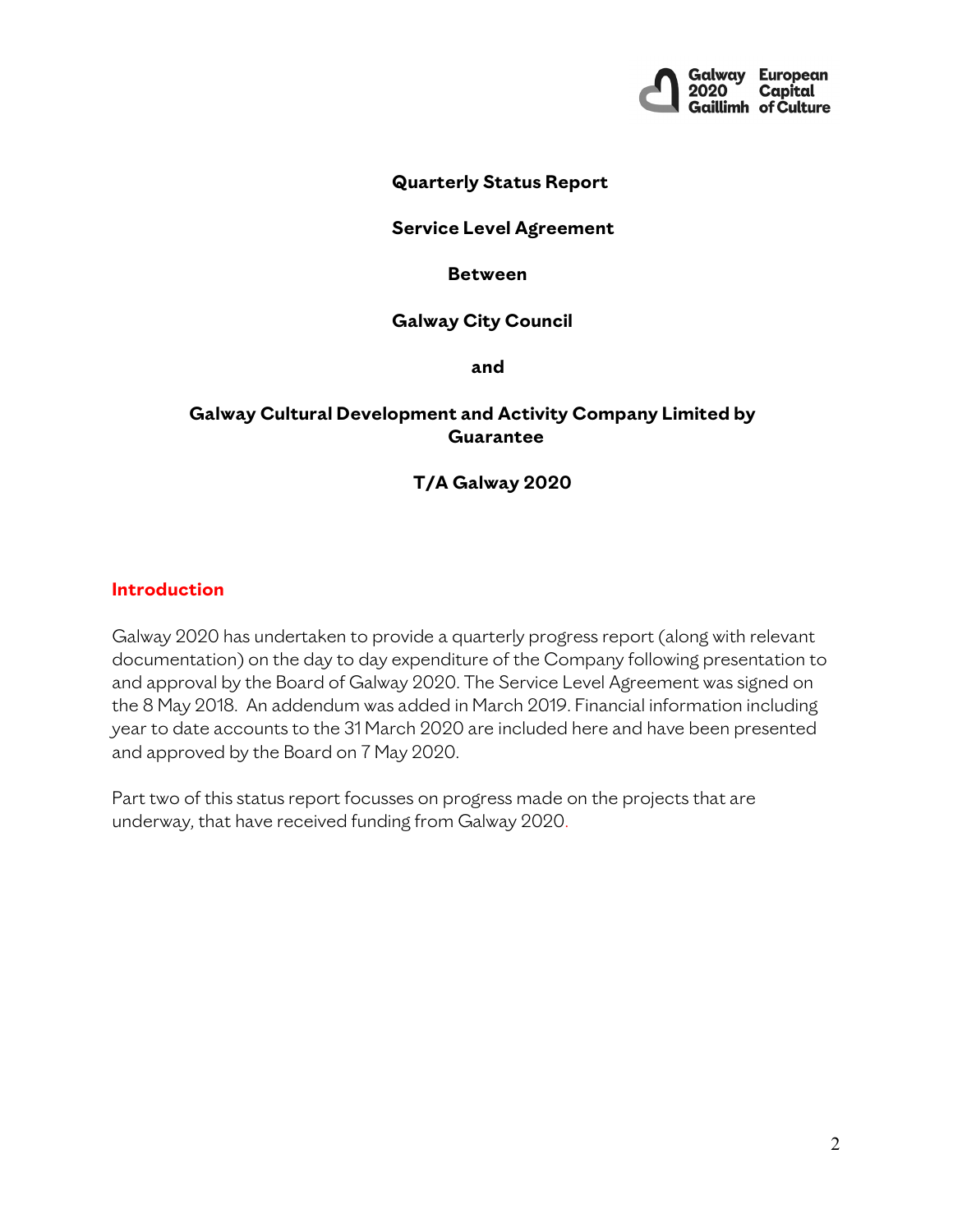**Quarterly Status Report**

**Service Level Agreement**

**Between**

**Galway City Council**

**and**

**Galway Cultural Development and Activity Company Limited by Guarantee**

**T/A Galway 2020**

## Introduction

Galway 2020 has undertaken to provide a quarterly progress report (along with relevant documentation) on the day to day expenditure of the Company following presentation to and approval by the Board of Galway 2020. The Service Level Agreement was signed on the 8 May 2018. An addendum was added in March 2019. Financial information including year to date accounts to the 31 March 2020 are included here and have been presented and approved by the Board on 7 May 2020.

Part two of this status report focusses on progress made on the projects that are underway, that have received funding from Galway 2020.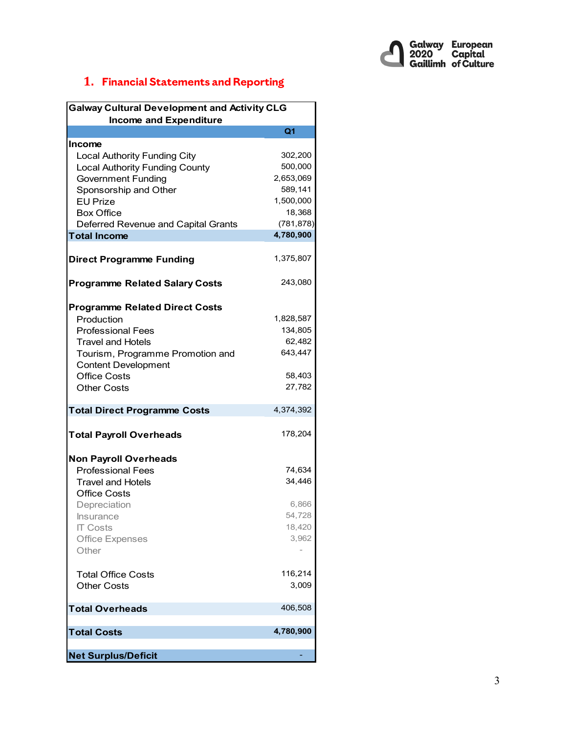## 1. Financial Statements and Reporting

| Galway Cultural Development and Activity CLG<br>Income and Expenditure | Q1 |
|---|---|
| **Income** | |
| Local Authority Funding City | 302,200 |
| Local Authority Funding County | 500,000 |
| Government Funding | 2,653,069 |
| Sponsorship and Other | 589,141 |
| EU Prize | 1,500,000 |
| Box Office | 18,368 |
| Deferred Revenue and Capital Grants | (781,878) |
| **Total Income** | **4,780,900** |
| | |
| **Direct Programme Funding** | 1,375,807 |
| | |
| **Programme Related Salary Costs** | 243,080 |
| | |
| **Programme Related Direct Costs** | |
| Production | 1,828,587 |
| Professional Fees | 134,805 |
| Travel and Hotels | 62,482 |
| Tourism, Programme Promotion and Content Development | 643,447 |
| Office Costs | 58,403 |
| Other Costs | 27,782 |
| | |
| **Total Direct Programme Costs** | 4,374,392 |
| | |
| **Total Payroll Overheads** | 178,204 |
| | |
| **Non Payroll Overheads** | |
| Professional Fees | 74,634 |
| Travel and Hotels | 34,446 |
| Office Costs | |
| Depreciation | 6,866 |
| Insurance | 54,728 |
| IT Costs | 18,420 |
| Office Expenses | 3,962 |
| Other | - |
| | |
| Total Office Costs | 116,214 |
| Other Costs | 3,009 |
| | |
| **Total Overheads** | 406,508 |
| | |
| **Total Costs** | **4,780,900** |
| | |
| **Net Surplus/Deficit** | - |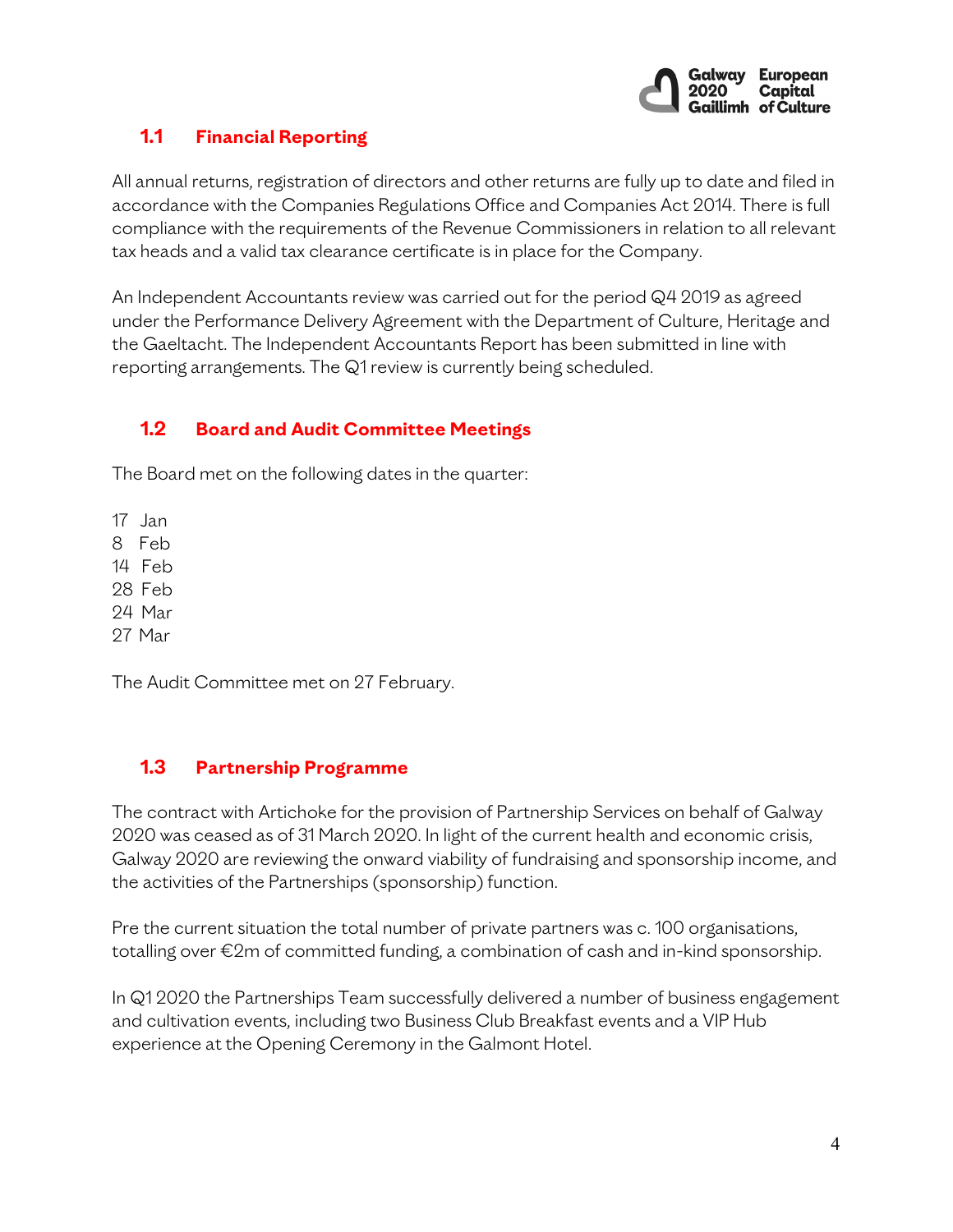## 1.1 Financial Reporting

All annual returns, registration of directors and other returns are fully up to date and filed in accordance with the Companies Regulations Office and Companies Act 2014. There is full compliance with the requirements of the Revenue Commissioners in relation to all relevant tax heads and a valid tax clearance certificate is in place for the Company.

An Independent Accountants review was carried out for the period Q4 2019 as agreed under the Performance Delivery Agreement with the Department of Culture, Heritage and the Gaeltacht. The Independent Accountants Report has been submitted in line with reporting arrangements. The Q1 review is currently being scheduled.

## 1.2 Board and Audit Committee Meetings

The Board met on the following dates in the quarter:

17 Jan
8 Feb
14 Feb
28 Feb
24 Mar
27 Mar

The Audit Committee met on 27 February.

## 1.3 Partnership Programme

The contract with Artichoke for the provision of Partnership Services on behalf of Galway 2020 was ceased as of 31 March 2020. In light of the current health and economic crisis, Galway 2020 are reviewing the onward viability of fundraising and sponsorship income, and the activities of the Partnerships (sponsorship) function.

Pre the current situation the total number of private partners was c. 100 organisations, totalling over €2m of committed funding, a combination of cash and in-kind sponsorship.

In Q1 2020 the Partnerships Team successfully delivered a number of business engagement and cultivation events, including two Business Club Breakfast events and a VIP Hub experience at the Opening Ceremony in the Galmont Hotel.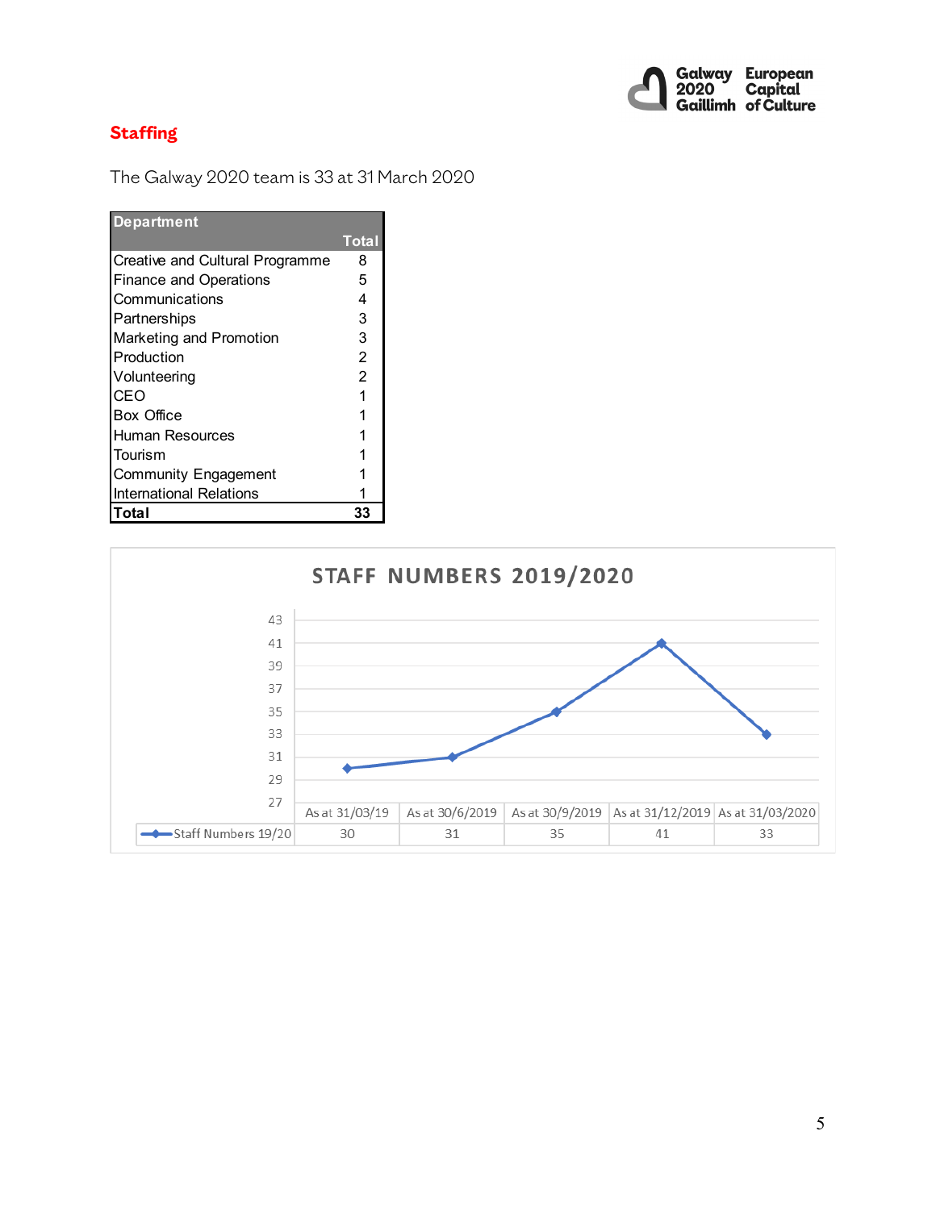## Staffing

The Galway 2020 team is 33 at 31 March 2020

| Department | Total |
|---|---|
| Creative and Cultural Programme | 8 |
| Finance and Operations | 5 |
| Communications | 4 |
| Partnerships | 3 |
| Marketing and Promotion | 3 |
| Production | 2 |
| Volunteering | 2 |
| CEO | 1 |
| Box Office | 1 |
| Human Resources | 1 |
| Tourism | 1 |
| Community Engagement | 1 |
| International Relations | 1 |
| **Total** | **33** |

**STAFF NUMBERS 2019/2020**

| | As at 31/03/19 | As at 30/6/2019 | As at 30/9/2019 | As at 31/12/2019 | As at 31/03/2020 |
|---|---|---|---|---|---|
| Staff Numbers 19/20 | 30 | 31 | 35 | 41 | 33 |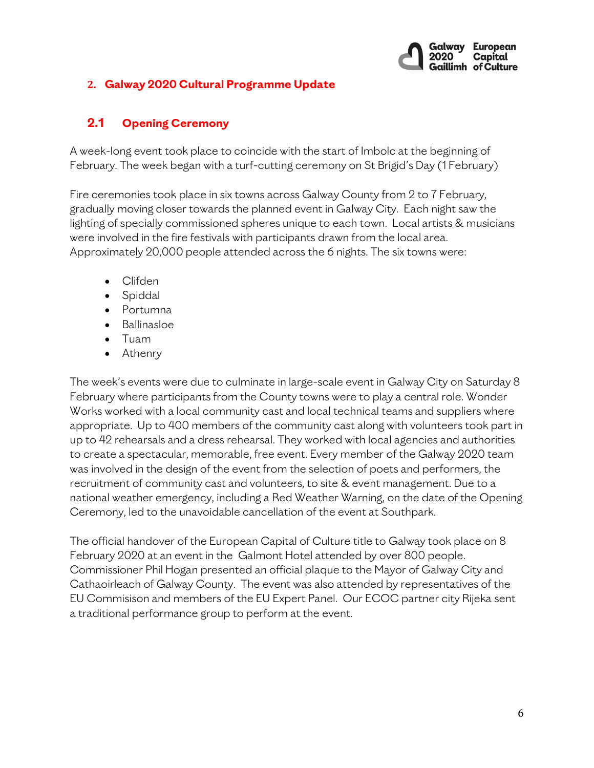## 2. Galway 2020 Cultural Programme Update

### 2.1 Opening Ceremony

A week-long event took place to coincide with the start of Imbolc at the beginning of February. The week began with a turf-cutting ceremony on St Brigid's Day (1 February)

Fire ceremonies took place in six towns across Galway County from 2 to 7 February, gradually moving closer towards the planned event in Galway City. Each night saw the lighting of specially commissioned spheres unique to each town. Local artists & musicians were involved in the fire festivals with participants drawn from the local area. Approximately 20,000 people attended across the 6 nights. The six towns were:

- Clifden
- Spiddal
- Portumna
- Ballinasloe
- Tuam
- Athenry

The week's events were due to culminate in large-scale event in Galway City on Saturday 8 February where participants from the County towns were to play a central role. Wonder Works worked with a local community cast and local technical teams and suppliers where appropriate. Up to 400 members of the community cast along with volunteers took part in up to 42 rehearsals and a dress rehearsal. They worked with local agencies and authorities to create a spectacular, memorable, free event. Every member of the Galway 2020 team was involved in the design of the event from the selection of poets and performers, the recruitment of community cast and volunteers, to site & event management. Due to a national weather emergency, including a Red Weather Warning, on the date of the Opening Ceremony, led to the unavoidable cancellation of the event at Southpark.

The official handover of the European Capital of Culture title to Galway took place on 8 February 2020 at an event in the Galmont Hotel attended by over 800 people. Commissioner Phil Hogan presented an official plaque to the Mayor of Galway City and Cathaoirleach of Galway County. The event was also attended by representatives of the EU Commisison and members of the EU Expert Panel. Our ECOC partner city Rijeka sent a traditional performance group to perform at the event.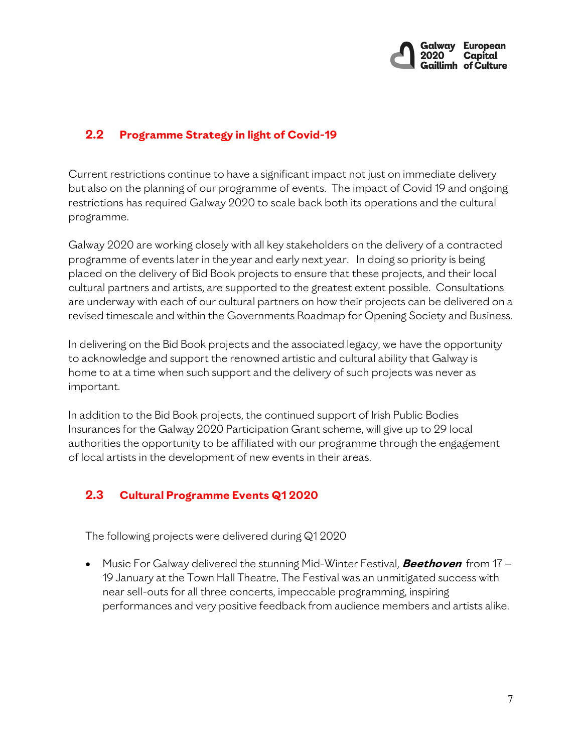## 2.2 Programme Strategy in light of Covid-19

Current restrictions continue to have a significant impact not just on immediate delivery but also on the planning of our programme of events. The impact of Covid 19 and ongoing restrictions has required Galway 2020 to scale back both its operations and the cultural programme.

Galway 2020 are working closely with all key stakeholders on the delivery of a contracted programme of events later in the year and early next year. In doing so priority is being placed on the delivery of Bid Book projects to ensure that these projects, and their local cultural partners and artists, are supported to the greatest extent possible. Consultations are underway with each of our cultural partners on how their projects can be delivered on a revised timescale and within the Governments Roadmap for Opening Society and Business.

In delivering on the Bid Book projects and the associated legacy, we have the opportunity to acknowledge and support the renowned artistic and cultural ability that Galway is home to at a time when such support and the delivery of such projects was never as important.

In addition to the Bid Book projects, the continued support of Irish Public Bodies Insurances for the Galway 2020 Participation Grant scheme, will give up to 29 local authorities the opportunity to be affiliated with our programme through the engagement of local artists in the development of new events in their areas.

## 2.3 Cultural Programme Events Q1 2020

The following projects were delivered during Q1 2020

- Music For Galway delivered the stunning Mid-Winter Festival, ***Beethoven*** from 17 – 19 January at the Town Hall Theatre. The Festival was an unmitigated success with near sell-outs for all three concerts, impeccable programming, inspiring performances and very positive feedback from audience members and artists alike.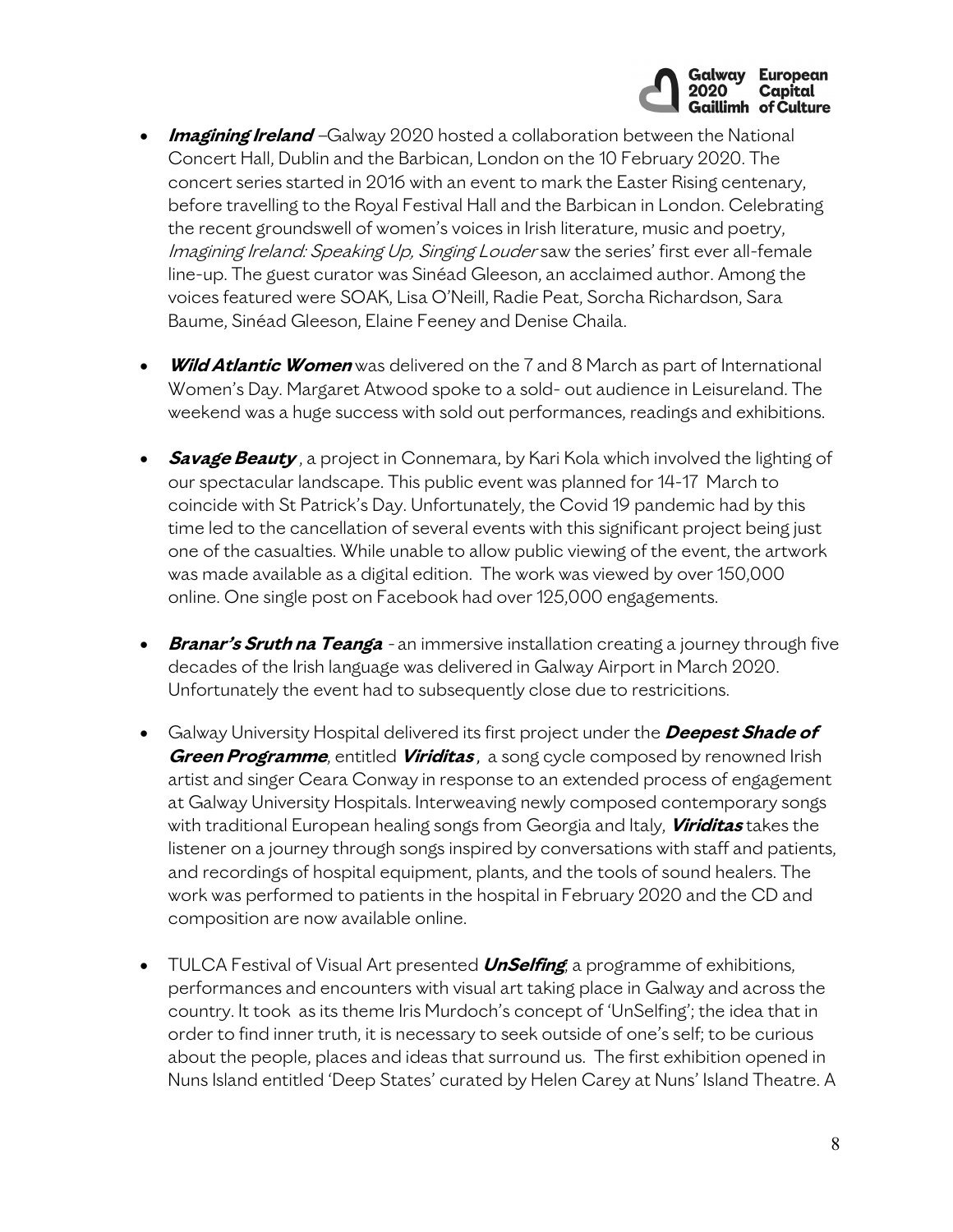- ***Imagining Ireland*** –Galway 2020 hosted a collaboration between the National Concert Hall, Dublin and the Barbican, London on the 10 February 2020. The concert series started in 2016 with an event to mark the Easter Rising centenary, before travelling to the Royal Festival Hall and the Barbican in London. Celebrating the recent groundswell of women's voices in Irish literature, music and poetry, *Imagining Ireland: Speaking Up, Singing Louder* saw the series' first ever all-female line-up. The guest curator was Sinéad Gleeson, an acclaimed author. Among the voices featured were SOAK, Lisa O'Neill, Radie Peat, Sorcha Richardson, Sara Baume, Sinéad Gleeson, Elaine Feeney and Denise Chaila.

- ***Wild Atlantic Women*** was delivered on the 7 and 8 March as part of International Women's Day. Margaret Atwood spoke to a sold- out audience in Leisureland. The weekend was a huge success with sold out performances, readings and exhibitions.

- ***Savage Beauty*** , a project in Connemara, by Kari Kola which involved the lighting of our spectacular landscape. This public event was planned for 14-17 March to coincide with St Patrick's Day. Unfortunately, the Covid 19 pandemic had by this time led to the cancellation of several events with this significant project being just one of the casualties. While unable to allow public viewing of the event, the artwork was made available as a digital edition. The work was viewed by over 150,000 online. One single post on Facebook had over 125,000 engagements.

- ***Branar's Sruth na Teanga*** - an immersive installation creating a journey through five decades of the Irish language was delivered in Galway Airport in March 2020. Unfortunately the event had to subsequently close due to restricitions.

- Galway University Hospital delivered its first project under the ***Deepest Shade of Green Programme***, entitled ***Viriditas*** , a song cycle composed by renowned Irish artist and singer Ceara Conway in response to an extended process of engagement at Galway University Hospitals. Interweaving newly composed contemporary songs with traditional European healing songs from Georgia and Italy, ***Viriditas*** takes the listener on a journey through songs inspired by conversations with staff and patients, and recordings of hospital equipment, plants, and the tools of sound healers. The work was performed to patients in the hospital in February 2020 and the CD and composition are now available online.

- TULCA Festival of Visual Art presented ***UnSelfing***, a programme of exhibitions, performances and encounters with visual art taking place in Galway and across the country. It took as its theme Iris Murdoch's concept of 'UnSelfing'; the idea that in order to find inner truth, it is necessary to seek outside of one's self; to be curious about the people, places and ideas that surround us. The first exhibition opened in Nuns Island entitled 'Deep States' curated by Helen Carey at Nuns' Island Theatre. A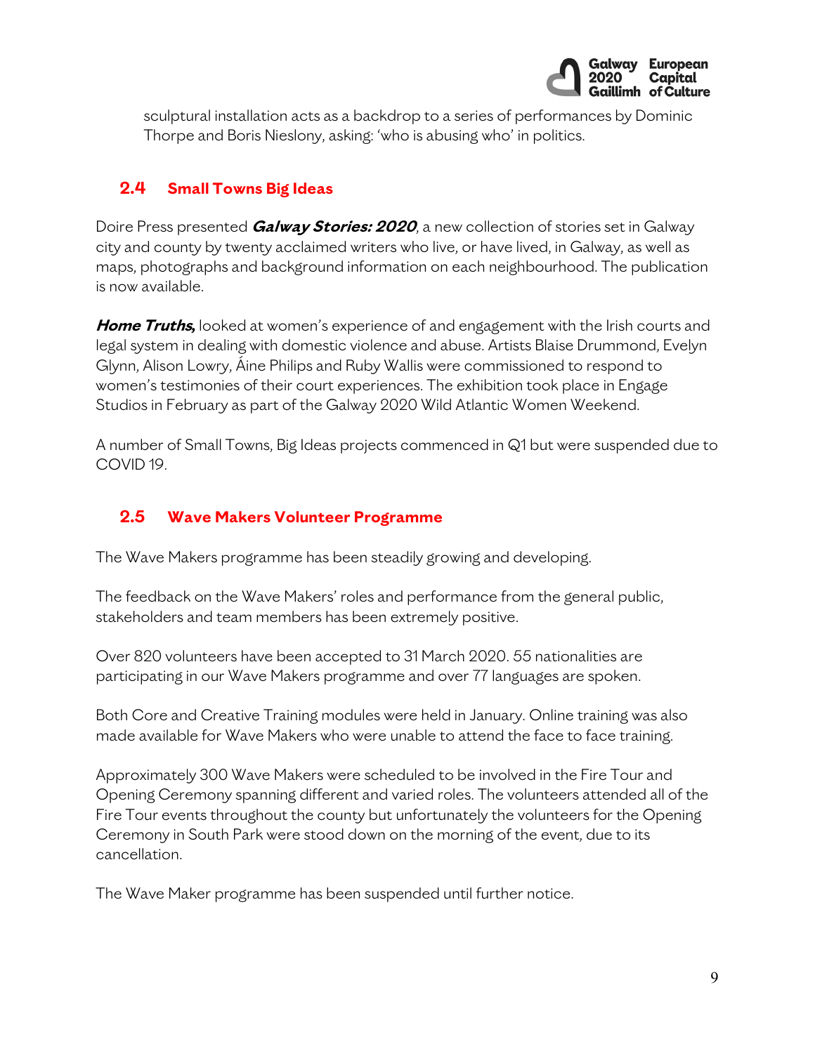sculptural installation acts as a backdrop to a series of performances by Dominic Thorpe and Boris Nieslony, asking: 'who is abusing who' in politics.

## 2.4 Small Towns Big Ideas

Doire Press presented ***Galway Stories: 2020***, a new collection of stories set in Galway city and county by twenty acclaimed writers who live, or have lived, in Galway, as well as maps, photographs and background information on each neighbourhood. The publication is now available.

***Home Truths,*** looked at women's experience of and engagement with the Irish courts and legal system in dealing with domestic violence and abuse. Artists Blaise Drummond, Evelyn Glynn, Alison Lowry, Áine Philips and Ruby Wallis were commissioned to respond to women's testimonies of their court experiences. The exhibition took place in Engage Studios in February as part of the Galway 2020 Wild Atlantic Women Weekend.

A number of Small Towns, Big Ideas projects commenced in Q1 but were suspended due to COVID 19.

## 2.5 Wave Makers Volunteer Programme

The Wave Makers programme has been steadily growing and developing.

The feedback on the Wave Makers' roles and performance from the general public, stakeholders and team members has been extremely positive.

Over 820 volunteers have been accepted to 31 March 2020. 55 nationalities are participating in our Wave Makers programme and over 77 languages are spoken.

Both Core and Creative Training modules were held in January. Online training was also made available for Wave Makers who were unable to attend the face to face training.

Approximately 300 Wave Makers were scheduled to be involved in the Fire Tour and Opening Ceremony spanning different and varied roles. The volunteers attended all of the Fire Tour events throughout the county but unfortunately the volunteers for the Opening Ceremony in South Park were stood down on the morning of the event, due to its cancellation.

The Wave Maker programme has been suspended until further notice.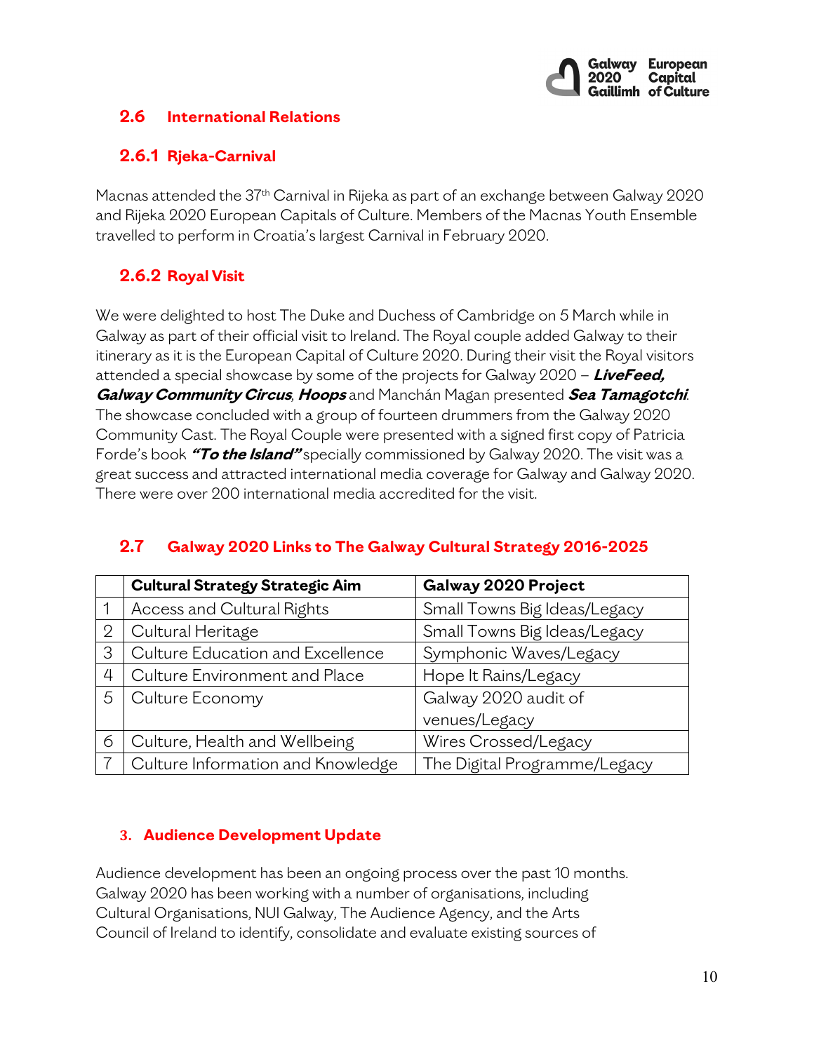## 2.6 International Relations

### 2.6.1 Rjeka-Carnival

Macnas attended the 37th Carnival in Rijeka as part of an exchange between Galway 2020 and Rijeka 2020 European Capitals of Culture. Members of the Macnas Youth Ensemble travelled to perform in Croatia's largest Carnival in February 2020.

### 2.6.2 Royal Visit

We were delighted to host The Duke and Duchess of Cambridge on 5 March while in Galway as part of their official visit to Ireland. The Royal couple added Galway to their itinerary as it is the European Capital of Culture 2020. During their visit the Royal visitors attended a special showcase by some of the projects for Galway 2020 – ***LiveFeed, Galway Community Circus***, ***Hoops*** and Manchán Magan presented ***Sea Tamagotchi***. The showcase concluded with a group of fourteen drummers from the Galway 2020 Community Cast. The Royal Couple were presented with a signed first copy of Patricia Forde's book ***"To the Island"*** specially commissioned by Galway 2020. The visit was a great success and attracted international media coverage for Galway and Galway 2020. There were over 200 international media accredited for the visit.

## 2.7 Galway 2020 Links to The Galway Cultural Strategy 2016-2025

| | Cultural Strategy Strategic Aim | Galway 2020 Project |
|---|---|---|
| 1 | Access and Cultural Rights | Small Towns Big Ideas/Legacy |
| 2 | Cultural Heritage | Small Towns Big Ideas/Legacy |
| 3 | Culture Education and Excellence | Symphonic Waves/Legacy |
| 4 | Culture Environment and Place | Hope It Rains/Legacy |
| 5 | Culture Economy | Galway 2020 audit of venues/Legacy |
| 6 | Culture, Health and Wellbeing | Wires Crossed/Legacy |
| 7 | Culture Information and Knowledge | The Digital Programme/Legacy |

## 3. Audience Development Update

Audience development has been an ongoing process over the past 10 months. Galway 2020 has been working with a number of organisations, including Cultural Organisations, NUI Galway, The Audience Agency, and the Arts Council of Ireland to identify, consolidate and evaluate existing sources of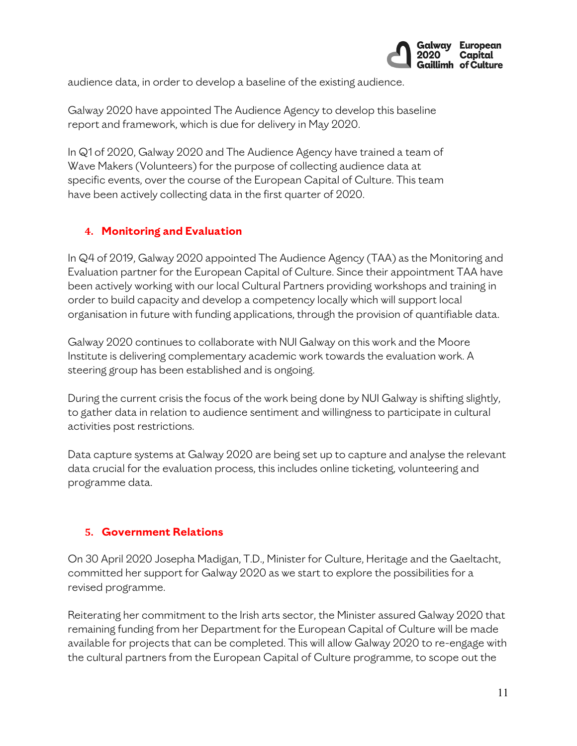audience data, in order to develop a baseline of the existing audience.

Galway 2020 have appointed The Audience Agency to develop this baseline report and framework, which is due for delivery in May 2020.

In Q1 of 2020, Galway 2020 and The Audience Agency have trained a team of Wave Makers (Volunteers) for the purpose of collecting audience data at specific events, over the course of the European Capital of Culture. This team have been actively collecting data in the first quarter of 2020.

## 4. Monitoring and Evaluation

In Q4 of 2019, Galway 2020 appointed The Audience Agency (TAA) as the Monitoring and Evaluation partner for the European Capital of Culture. Since their appointment TAA have been actively working with our local Cultural Partners providing workshops and training in order to build capacity and develop a competency locally which will support local organisation in future with funding applications, through the provision of quantifiable data.

Galway 2020 continues to collaborate with NUI Galway on this work and the Moore Institute is delivering complementary academic work towards the evaluation work. A steering group has been established and is ongoing.

During the current crisis the focus of the work being done by NUI Galway is shifting slightly, to gather data in relation to audience sentiment and willingness to participate in cultural activities post restrictions.

Data capture systems at Galway 2020 are being set up to capture and analyse the relevant data crucial for the evaluation process, this includes online ticketing, volunteering and programme data.

## 5. Government Relations

On 30 April 2020 Josepha Madigan, T.D., Minister for Culture, Heritage and the Gaeltacht, committed her support for Galway 2020 as we start to explore the possibilities for a revised programme.

Reiterating her commitment to the Irish arts sector, the Minister assured Galway 2020 that remaining funding from her Department for the European Capital of Culture will be made available for projects that can be completed. This will allow Galway 2020 to re-engage with the cultural partners from the European Capital of Culture programme, to scope out the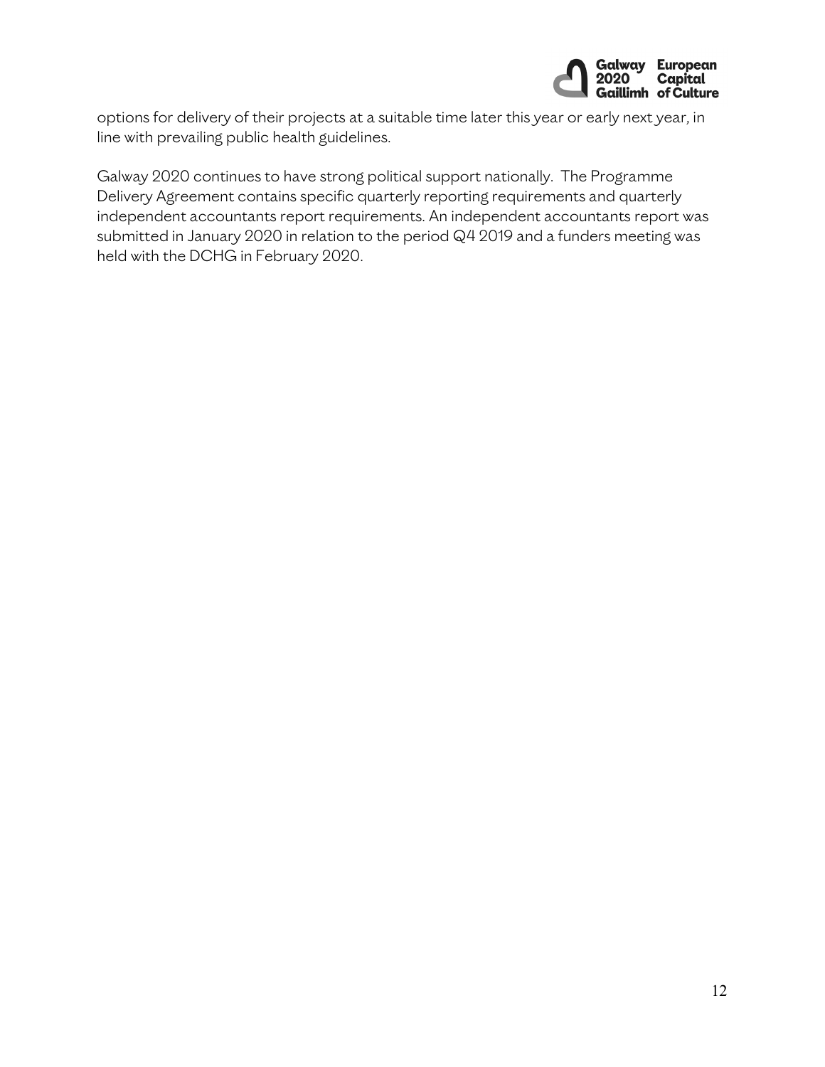options for delivery of their projects at a suitable time later this year or early next year, in line with prevailing public health guidelines.

Galway 2020 continues to have strong political support nationally. The Programme Delivery Agreement contains specific quarterly reporting requirements and quarterly independent accountants report requirements. An independent accountants report was submitted in January 2020 in relation to the period Q4 2019 and a funders meeting was held with the DCHG in February 2020.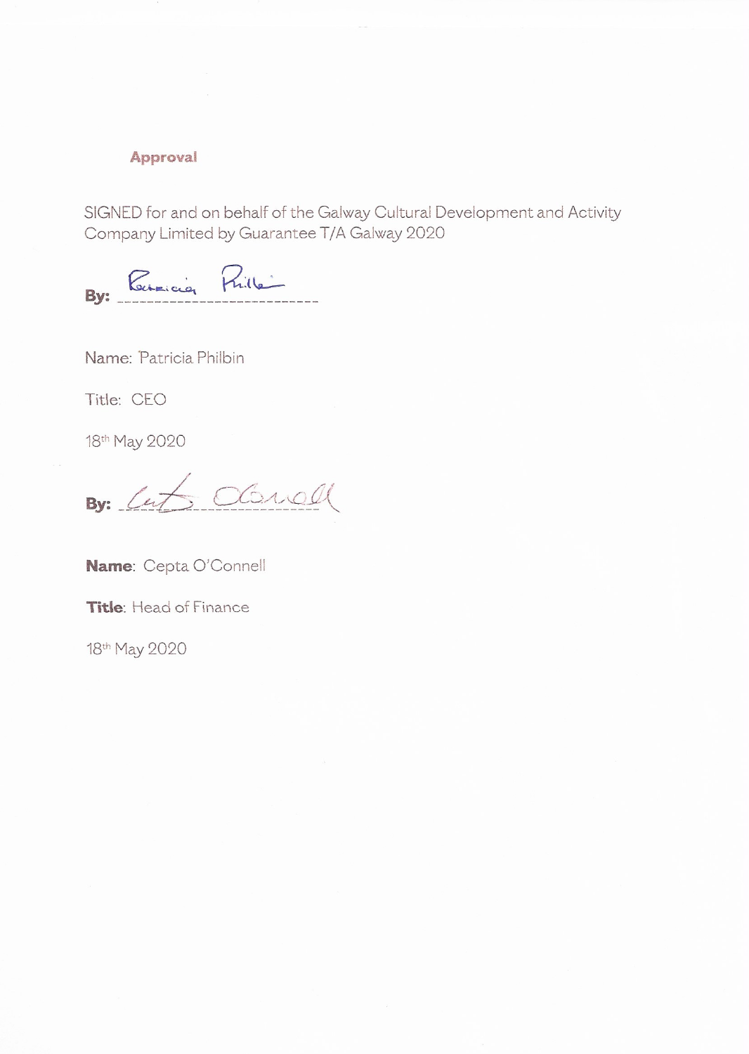## Approval

SIGNED for and on behalf of the Galway Cultural Development and Activity Company Limited by Guarantee T/A Galway 2020

**By:** ____________________________

Name: Patricia Philbin

Title: CEO

18th May 2020

**By:** ____________________________

**Name**: Cepta O'Connell

**Title**: Head of Finance

18th May 2020